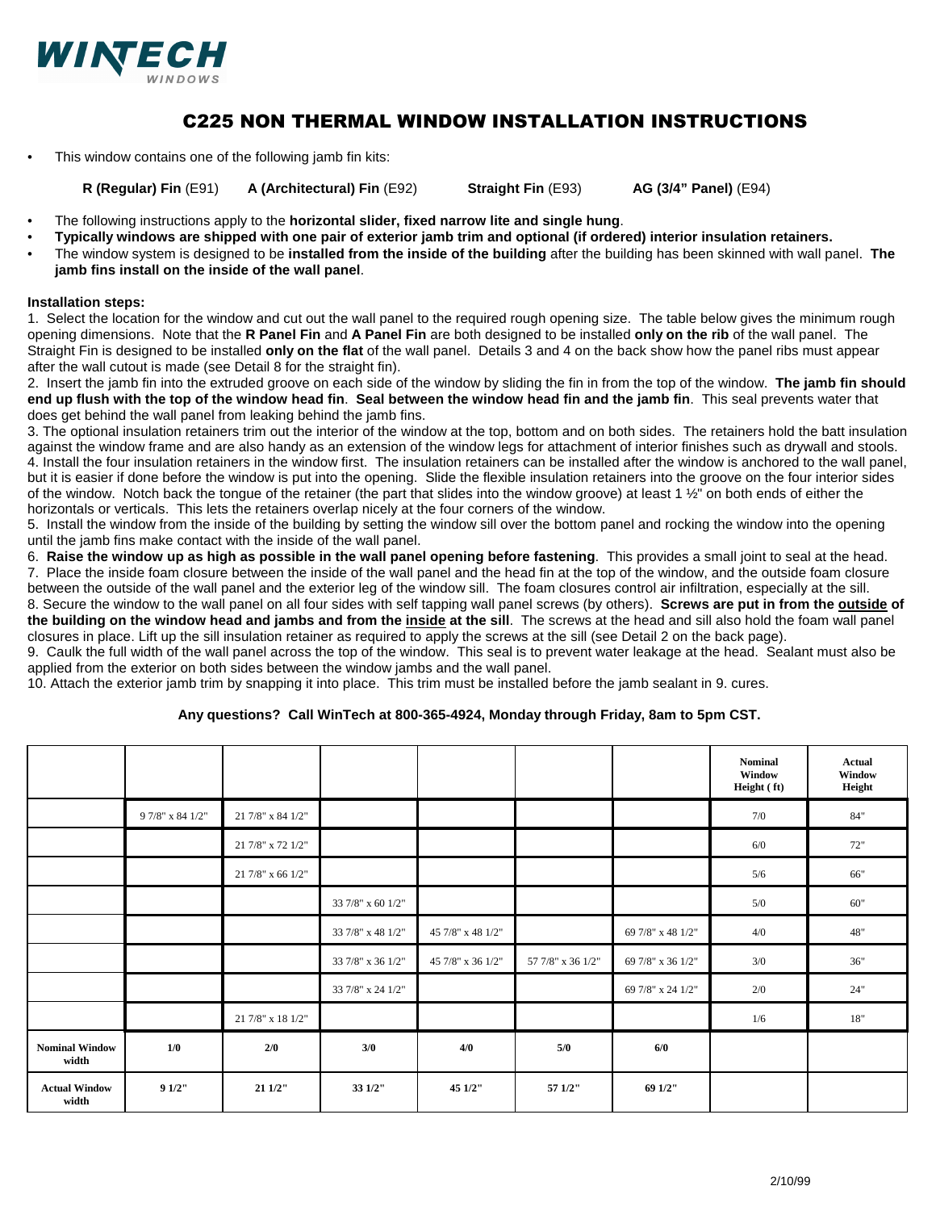# WINTECH WINDOWS

## C225 NON THERMAL WINDOW INSTALLATION INSTRUCTIONS

- This window contains one of the following jamb fin kits:

  **R (Regular) Fin** (E91) **A (Architectural) Fin** (E92) **Straight Fin** (E93) **AG (3/4" Panel)** (E94)

- The following instructions apply to the **horizontal slider, fixed narrow lite and single hung**.
- **Typically windows are shipped with one pair of exterior jamb trim and optional (if ordered) interior insulation retainers.**
- The window system is designed to be **installed from the inside of the building** after the building has been skinned with wall panel. **The jamb fins install on the inside of the wall panel**.

**Installation steps:**

1. Select the location for the window and cut out the wall panel to the required rough opening size. The table below gives the minimum rough opening dimensions. Note that the **R Panel Fin** and **A Panel Fin** are both designed to be installed **only on the rib** of the wall panel. The Straight Fin is designed to be installed **only on the flat** of the wall panel. Details 3 and 4 on the back show how the panel ribs must appear after the wall cutout is made (see Detail 8 for the straight fin).
2. Insert the jamb fin into the extruded groove on each side of the window by sliding the fin in from the top of the window. **The jamb fin should end up flush with the top of the window head fin**. **Seal between the window head fin and the jamb fin**. This seal prevents water that does get behind the wall panel from leaking behind the jamb fins.
3. The optional insulation retainers trim out the interior of the window at the top, bottom and on both sides. The retainers hold the batt insulation against the window frame and are also handy as an extension of the window legs for attachment of interior finishes such as drywall and stools.
4. Install the four insulation retainers in the window first. The insulation retainers can be installed after the window is anchored to the wall panel, but it is easier if done before the window is put into the opening. Slide the flexible insulation retainers into the groove on the four interior sides of the window. Notch back the tongue of the retainer (the part that slides into the window groove) at least 1 ½" on both ends of either the horizontals or verticals. This lets the retainers overlap nicely at the four corners of the window.
5. Install the window from the inside of the building by setting the window sill over the bottom panel and rocking the window into the opening until the jamb fins make contact with the inside of the wall panel.
6. **Raise the window up as high as possible in the wall panel opening before fastening**. This provides a small joint to seal at the head.
7. Place the inside foam closure between the inside of the wall panel and the head fin at the top of the window, and the outside foam closure between the outside of the wall panel and the exterior leg of the window sill. The foam closures control air infiltration, especially at the sill.
8. Secure the window to the wall panel on all four sides with self tapping wall panel screws (by others). **Screws are put in from the <u>outside</u> of the building on the window head and jambs and from the <u>inside</u> at the sill**. The screws at the head and sill also hold the foam wall panel closures in place. Lift up the sill insulation retainer as required to apply the screws at the sill (see Detail 2 on the back page).
9. Caulk the full width of the wall panel across the top of the window. This seal is to prevent water leakage at the head. Sealant must also be applied from the exterior on both sides between the window jambs and the wall panel.
10. Attach the exterior jamb trim by snapping it into place. This trim must be installed before the jamb sealant in 9. cures.

**Any questions? Call WinTech at 800-365-4924, Monday through Friday, 8am to 5pm CST.**

| | | | | | | | Nominal Window Height ( ft) | Actual Window Height |
|---|---|---|---|---|---|---|---|---|
| | 9 7/8" x 84 1/2" | 21 7/8" x 84 1/2" | | | | | 7/0 | 84" |
| | | 21 7/8" x 72 1/2" | | | | | 6/0 | 72" |
| | | 21 7/8" x 66 1/2" | | | | | 5/6 | 66" |
| | | | 33 7/8" x 60 1/2" | | | | 5/0 | 60" |
| | | | 33 7/8" x 48 1/2" | 45 7/8" x 48 1/2" | | 69 7/8" x 48 1/2" | 4/0 | 48" |
| | | | 33 7/8" x 36 1/2" | 45 7/8" x 36 1/2" | 57 7/8" x 36 1/2" | 69 7/8" x 36 1/2" | 3/0 | 36" |
| | | | 33 7/8" x 24 1/2" | | | 69 7/8" x 24 1/2" | 2/0 | 24" |
| | | 21 7/8" x 18 1/2" | | | | | 1/6 | 18" |
| **Nominal Window width** | **1/0** | **2/0** | **3/0** | **4/0** | **5/0** | **6/0** | | |
| **Actual Window width** | **9 1/2"** | **21 1/2"** | **33 1/2"** | **45 1/2"** | **57 1/2"** | **69 1/2"** | | |

2/10/99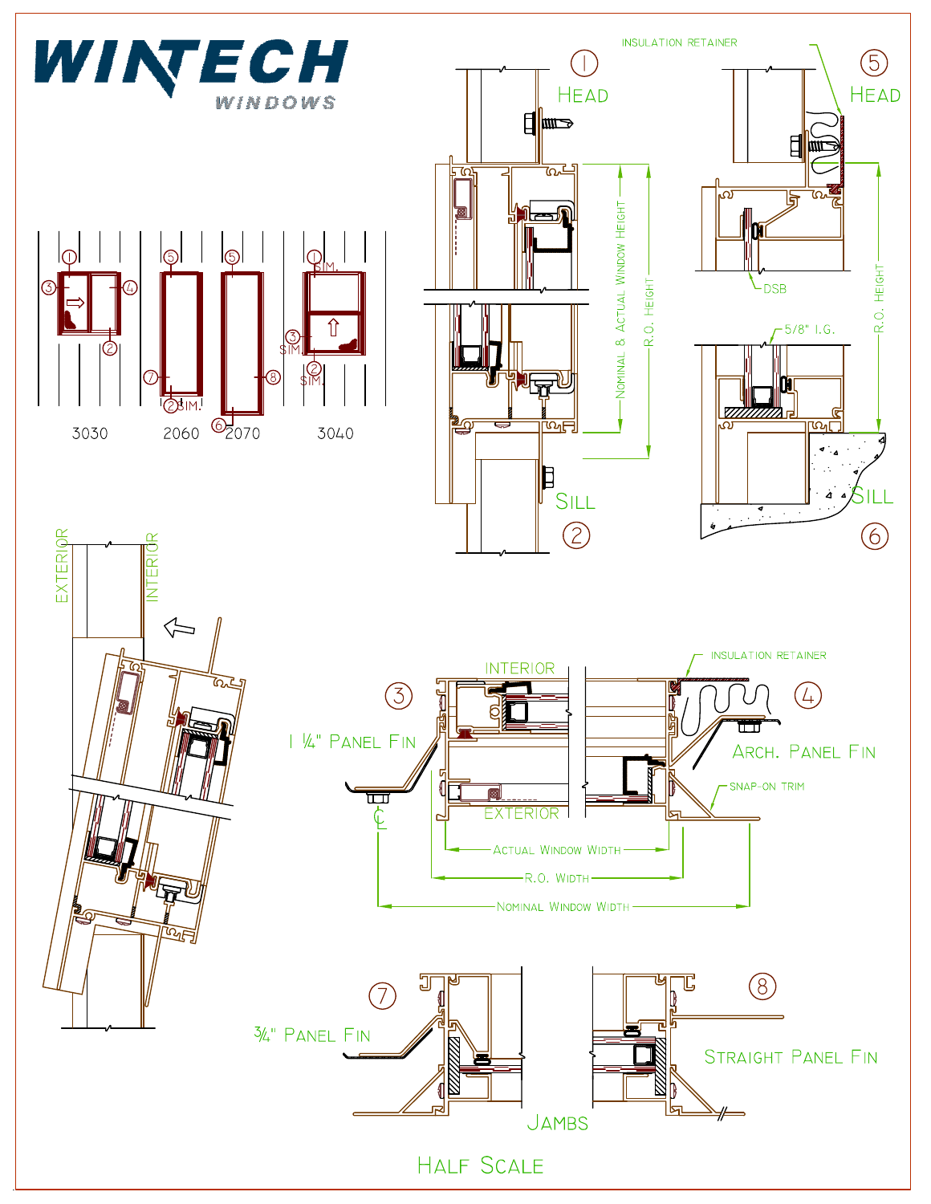WINTECH

WINDOWS

INSULATION RETAINER

1 HEAD

5 HEAD

NOMINAL & ACTUAL WINDOW HEIGHT

R.O. HEIGHT

DSB

5/8" I.G.

R.O. HEIGHT

SILL 2

SILL 6

3030

2060

2070

3040

SIM.

EXTERIOR

INTERIOR

INTERIOR

INSULATION RETAINER

3

4

1 1/4" PANEL FIN

ARCH. PANEL FIN

SNAP-ON TRIM

EXTERIOR

ACTUAL WINDOW WIDTH

R.O. WIDTH

NOMINAL WINDOW WIDTH

7

8

3/4" PANEL FIN

STRAIGHT PANEL FIN

JAMBS

HALF SCALE